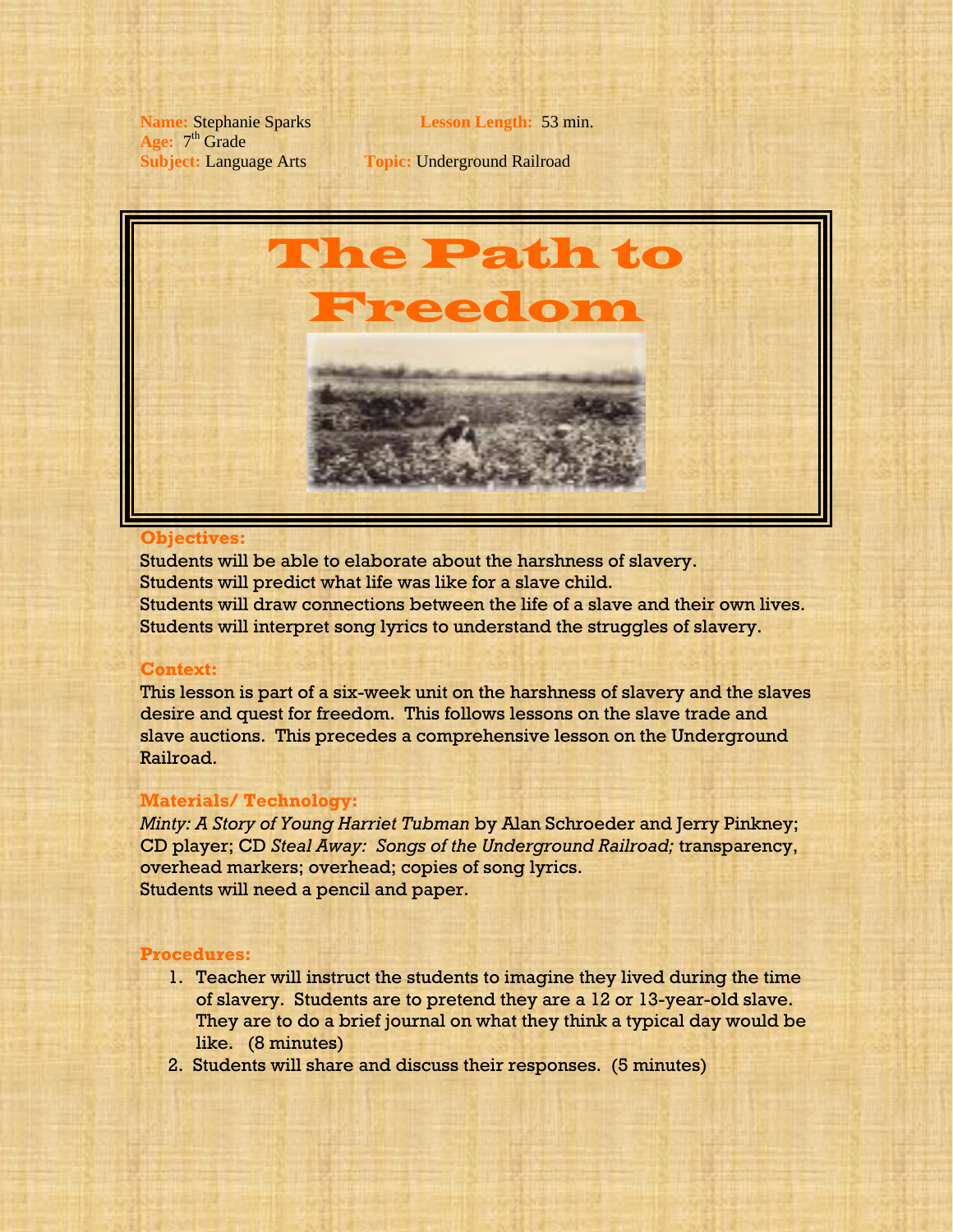**Name:** Stephanie Sparks **Lesson Length:** 53 min.
**Age:** 7th Grade
**Subject:** Language Arts **Topic:** Underground Railroad

# The Path to Freedom

### Objectives:

Students will be able to elaborate about the harshness of slavery.
Students will predict what life was like for a slave child.
Students will draw connections between the life of a slave and their own lives.
Students will interpret song lyrics to understand the struggles of slavery.

### Context:

This lesson is part of a six-week unit on the harshness of slavery and the slaves desire and quest for freedom. This follows lessons on the slave trade and slave auctions. This precedes a comprehensive lesson on the Underground Railroad.

### Materials/ Technology:

*Minty: A Story of Young Harriet Tubman* by Alan Schroeder and Jerry Pinkney; CD player; CD *Steal Away: Songs of the Underground Railroad;* transparency, overhead markers; overhead; copies of song lyrics.
Students will need a pencil and paper.

### Procedures:

1. Teacher will instruct the students to imagine they lived during the time of slavery. Students are to pretend they are a 12 or 13-year-old slave. They are to do a brief journal on what they think a typical day would be like. (8 minutes)
2. Students will share and discuss their responses. (5 minutes)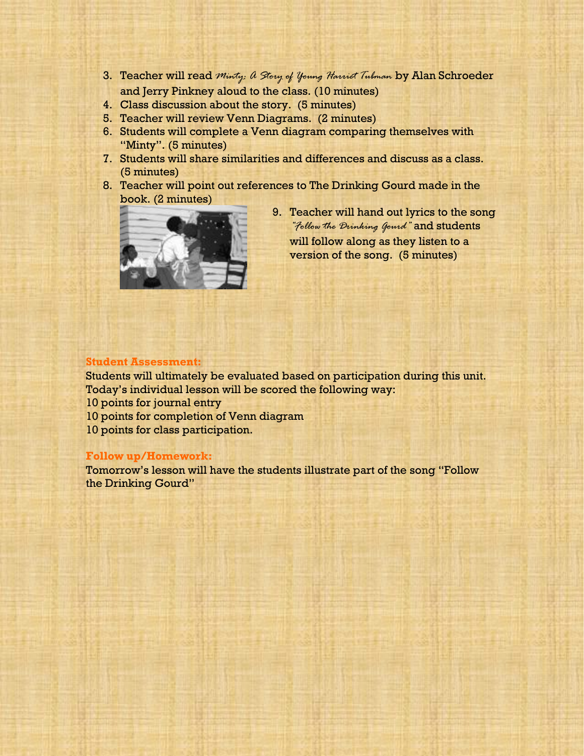3. Teacher will read *Minty: A Story of Young Harriet Tubman* by Alan Schroeder and Jerry Pinkney aloud to the class. (10 minutes)
4. Class discussion about the story. (5 minutes)
5. Teacher will review Venn Diagrams. (2 minutes)
6. Students will complete a Venn diagram comparing themselves with "Minty". (5 minutes)
7. Students will share similarities and differences and discuss as a class. (5 minutes)
8. Teacher will point out references to The Drinking Gourd made in the book. (2 minutes)
9. Teacher will hand out lyrics to the song *"Follow the Drinking Gourd"* and students will follow along as they listen to a version of the song. (5 minutes)

**Student Assessment:**

Students will ultimately be evaluated based on participation during this unit. Today's individual lesson will be scored the following way:
10 points for journal entry
10 points for completion of Venn diagram
10 points for class participation.

**Follow up/Homework:**

Tomorrow's lesson will have the students illustrate part of the song "Follow the Drinking Gourd"